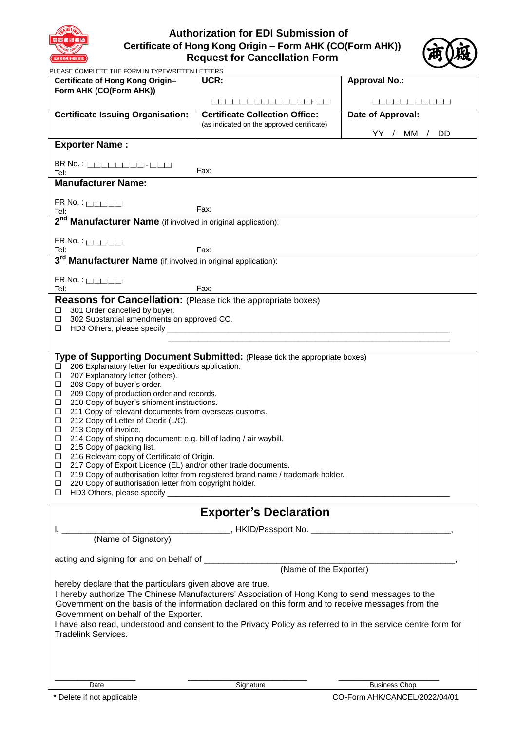# Authorization for EDI Submission of Certificate of Hong Kong Origin – Form AHK (CO(Form AHK)) Request for Cancellation Form

PLEASE COMPLETE THE FORM IN TYPEWRITTEN LETTERS

| **Certificate of Hong Kong Origin– Form AHK (CO(Form AHK))** | **UCR:** | **Approval No.:** |
|---|---|---|
| **Certificate Issuing Organisation:** | **Certificate Collection Office:** (as indicated on the approved certificate) | **Date of Approval:** YY / MM / DD |

**Exporter Name :**

BR No. : 

Tel: Fax:

**Manufacturer Name:**

FR No. : 

Tel: Fax:

**2nd Manufacturer Name** (if involved in original application):

FR No. : 

Tel: Fax:

**3rd Manufacturer Name** (if involved in original application):

FR No. : 

Tel: Fax:

**Reasons for Cancellation:** (Please tick the appropriate boxes)

- ☐ 301 Order cancelled by buyer.
- ☐ 302 Substantial amendments on approved CO.
- ☐ HD3 Others, please specify ____________________

**Type of Supporting Document Submitted:** (Please tick the appropriate boxes)

- ☐ 206 Explanatory letter for expeditious application.
- ☐ 207 Explanatory letter (others).
- ☐ 208 Copy of buyer's order.
- ☐ 209 Copy of production order and records.
- ☐ 210 Copy of buyer's shipment instructions.
- ☐ 211 Copy of relevant documents from overseas customs.
- ☐ 212 Copy of Letter of Credit (L/C).
- ☐ 213 Copy of invoice.
- ☐ 214 Copy of shipping document: e.g. bill of lading / air waybill.
- ☐ 215 Copy of packing list.
- ☐ 216 Relevant copy of Certificate of Origin.
- ☐ 217 Copy of Export Licence (EL) and/or other trade documents.
- ☐ 219 Copy of authorisation letter from registered brand name / trademark holder.
- ☐ 220 Copy of authorisation letter from copyright holder.
- ☐ HD3 Others, please specify ____________________

## Exporter's Declaration

I, ____________________ (Name of Signatory), HKID/Passport No. ____________________,

acting and signing for and on behalf of ____________________ (Name of the Exporter),

hereby declare that the particulars given above are true.

I hereby authorize The Chinese Manufacturers' Association of Hong Kong to send messages to the Government on the basis of the information declared on this form and to receive messages from the Government on behalf of the Exporter.

I have also read, understood and consent to the Privacy Policy as referred to in the service centre form for Tradelink Services.

| ____________ | ____________ | ____________ |
|---|---|---|
| Date | Signature | Business Chop |

\* Delete if not applicable

CO-Form AHK/CANCEL/2022/04/01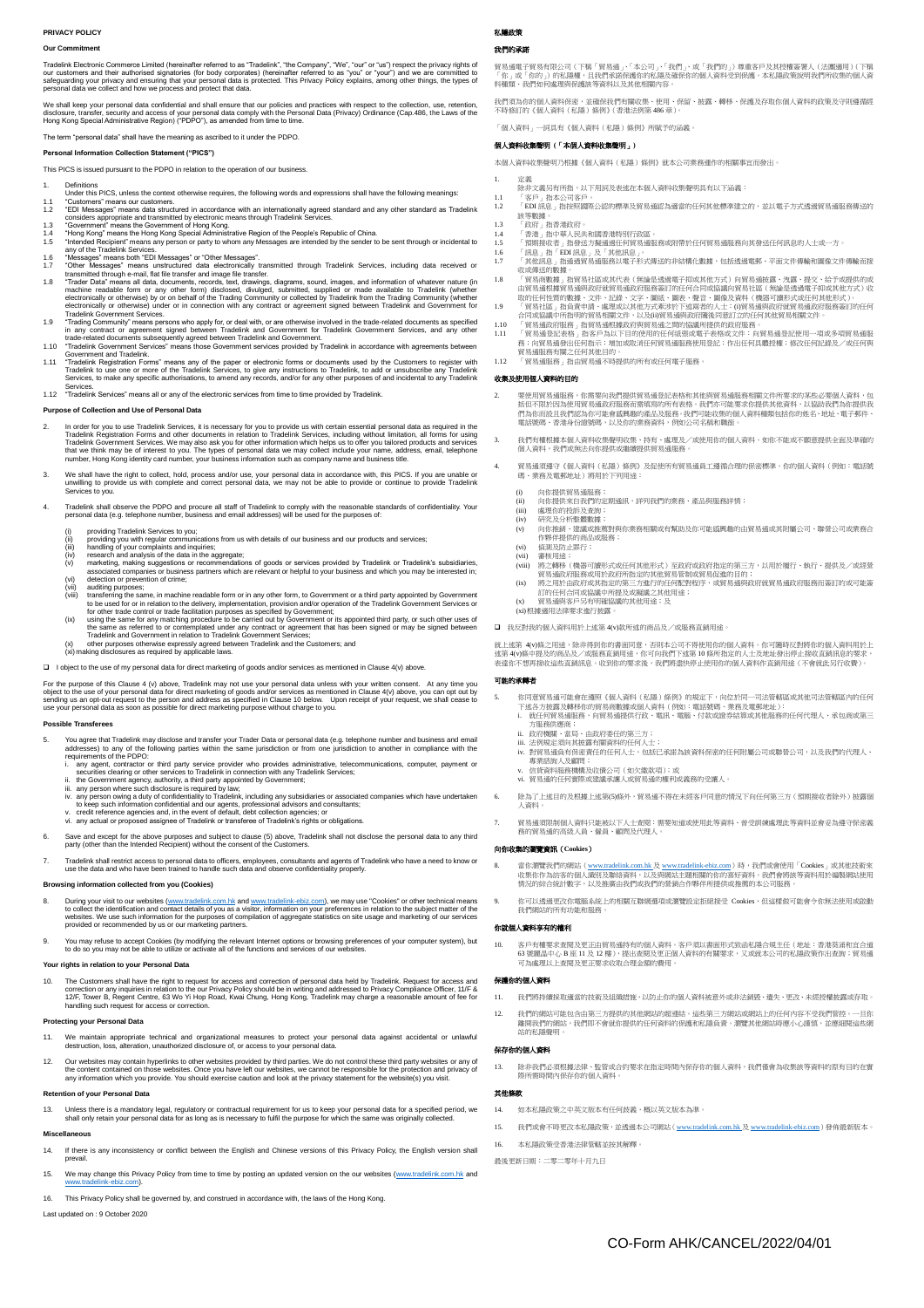# PRIVACY POLICY

## Our Commitment

Tradelink Electronic Commerce Limited (hereinafter referred to as "Tradelink", "the Company", "We", "our" or "us") respect the privacy rights of our customers and their authorised signatories (for body corporates) (hereinafter referred to as "you" or "your") and we are committed to safeguarding your privacy and ensuring that your personal data is protected. This Privacy Policy explains, among other things, the types of personal data we collect and how we process and protect that data.

We shall keep your personal data confidential and shall ensure that our policies and practices with respect to the collection, use, retention, disclosure, transfer, security and access of your personal data comply with the Personal Data (Privacy) Ordinance (Cap.486, the Laws of the Hong Kong Special Administrative Region) ("PDPO"), as amended from time to time.

The term "personal data" shall have the meaning as ascribed to it under the PDPO.

## Personal Information Collection Statement ("PICS")

This PICS is issued pursuant to the PDPO in relation to the operation of our business.

1. Definitions
   Under this PICS, unless the context otherwise requires, the following words and expressions shall have the following meanings:
   - 1.1 "Customers" means our customers.
   - 1.2 "EDI Messages" means data structured in accordance with an internationally agreed standard and any other standard as Tradelink considers appropriate and transmitted by electronic means through Tradelink Services.
   - 1.3 "Government" means the Government of Hong Kong.
   - 1.4 "Hong Kong" means the Hong Kong Special Administrative Region of the People's Republic of China.
   - 1.5 "Intended Recipient" means any person or party to whom any Messages are intended by the sender to be sent through or incidental to any of the Tradelink Services.
   - 1.6 "Messages" means both "EDI Messages" or "Other Messages".
   - 1.7 "Other Messages" means unstructured data electronically transmitted through Tradelink Services, including data received or transmitted through e-mail, flat file transfer and image file transfer.
   - 1.8 "Trader Data" means all data, documents, records, text, drawings, diagrams, sound, images, and information of whatever nature (in machine readable form or any other form) disclosed, divulged, submitted, supplied or made available to Tradelink (whether electronically or otherwise) by or on behalf of the Trading Community or collected by Tradelink from the Trading Community (whether electronically or otherwise) under or in connection with any contract or agreement signed between Tradelink and Government for Tradelink Government Services.
   - 1.9 "Trading Community" means persons who apply for, or deal with, or are otherwise involved in the trade-related documents as specified in any contract or agreement signed between Tradelink and Government for Tradelink Government Services, and any other trade-related documents subsequently agreed between Tradelink and Government.
   - 1.10 "Tradelink Government Services" means those Government services provided by Tradelink in accordance with agreements between Government and Tradelink.
   - 1.11 "Tradelink Registration Forms" means any of the paper or electronic forms or documents used by the Customers to register with Tradelink to use one or more of the Tradelink Services, to give any instructions to Tradelink, to add or unsubscribe any Tradelink Services, to make any specific authorisations, to amend any records, and/or for any other purposes of and incidental to any Tradelink Services.
   - 1.12 "Tradelink Services" means all or any of the electronic services from time to time provided by Tradelink.

## Purpose of Collection and Use of Personal Data

2. In order for you to use Tradelink Services, it is necessary for you to provide us with certain essential personal data as required in the Tradelink Registration Forms and other documents in relation to Tradelink Services, including without limitation, all forms for using Tradelink Government Services. We may also ask you for other information which helps us to offer you tailored products and services that we think may be of interest to you. The types of personal data we may collect include your name, address, email, telephone number, Hong Kong identity card number, your business information such as company name and business title.

3. We shall have the right to collect, hold, process and/or use, your personal data in accordance with, this PICS. If you are unable or unwilling to provide us with complete and correct personal data, we may not be able to provide or continue to provide Tradelink Services to you.

4. Tradelink shall observe the PDPO and procure all staff of Tradelink to comply with the reasonable standards of confidentiality. Your personal data (e.g. telephone number, business and email addresses) will be used for the purposes of:
   - (i) providing Tradelink Services to you;
   - (ii) providing you with regular communications from us with details of our business and our products and services;
   - (iii) handling of your complaints and inquiries;
   - (iv) research and analysis of the data in the aggregate;
   - (v) marketing, making suggestions or recommendations of goods or services provided by Tradelink or Tradelink's subsidiaries, associated companies or business partners which are relevant or helpful to your business and which you may be interested in;
   - (vi) detection or prevention of crime;
   - (vii) auditing purposes;
   - (viii) transferring the same, in machine readable form or in any other form, to Government or a third party appointed by Government to be used for or in relation to the delivery, implementation, provision and/or operation of the Tradelink Government Services or for other trade control or trade facilitation purposes as specified by Government;
   - (ix) using the same for any matching procedure to be carried out by Government or its appointed third party, or such other uses of the same as referred to or contemplated under any contract or agreement that has been signed or may be signed between Tradelink and Government in relation to Tradelink Government Services;
   - (x) other purposes otherwise expressly agreed between Tradelink and the Customers; and
   - (xi) making disclosures as required by applicable laws.

❑ I object to the use of my personal data for direct marketing of goods and/or services as mentioned in Clause 4(v) above.

For the purpose of this Clause 4 (v) above, Tradelink may not use your personal data unless with your written consent. At any time you object to the use of your personal data for direct marketing of goods and/or services as mentioned in Clause 4(v) above, you can opt out by sending us an opt-out request to the person and address as specified in Clause 10 below. Upon receipt of your request, we shall cease to use your personal data as soon as possible for direct marketing purpose without charge to you.

## Possible Transferees

5. You agree that Tradelink may disclose and transfer your Trader Data or personal data (e.g. telephone number and business and email addresses) to any of the following parties within the same jurisdiction or from one jurisdiction to another in compliance with the requirements of the PDPO:
   - i. any agent, contractor or third party service provider who provides administrative, telecommunications, computer, payment or securities clearing or other services to Tradelink in connection with any Tradelink Services;
   - ii. the Government agency, authority, a third party appointed by Government;
   - iii. any person where such disclosure is required by law;
   - iv. any person owing a duty of confidentiality to Tradelink, including any subsidiaries or associated companies which have undertaken to keep such information confidential and our agents, professional advisors and consultants;
   - v. credit reference agencies and, in the event of default, debt collection agencies; or
   - vi. any actual or proposed assignee of Tradelink or transferee of Tradelink's rights or obligations.

6. Save and except for the above purposes and subject to clause (5) above, Tradelink shall not disclose the personal data to any third party (other than the Intended Recipient) without the consent of the Customers.

7. Tradelink shall restrict access to personal data to officers, employees, consultants and agents of Tradelink who have a need to know or use the data and who have been trained to handle such data and observe confidentiality properly.

## Browsing information collected from you (Cookies)

8. During your visit to our websites (www.tradelink.com.hk and www.tradelink-ebiz.com), we may use "Cookies" or other technical means to collect the identification and contact details of you as a visitor, information on your preferences in relation to the subject matter of the websites. We use such information for the purposes of compilation of aggregate statistics on site usage and marketing of our services provided or recommended by us or our marketing partners.

9. You may refuse to accept Cookies (by modifying the relevant Internet options or browsing preferences of your computer system), but to do so you may not be able to utilize or activate all of the functions and services of our websites.

## Your rights in relation to your Personal Data

10. The Customers shall have the right to request for access and correction of personal data held by Tradelink. Request for access and correction or any inquiries in relation to the our Privacy Policy should be in writing and addressed to Privacy Compliance Officer, 11/F & 12/F, Tower B, Regent Centre, 63 Wo Yi Hop Road, Kwai Chung, Hong Kong. Tradelink may charge a reasonable amount of fee for handling such request for access or correction.

## Protecting your Personal Data

11. We maintain appropriate technical and organizational measures to protect your personal data against accidental or unlawful destruction, loss, alteration, unauthorized disclosure of, or access to your personal data.

12. Our websites may contain hyperlinks to other websites provided by third parties. We do not control these third party websites or any of the content contained on those websites. Once you have left our websites, we cannot be responsible for the protection and privacy of any information which you provide. You should exercise caution and look at the privacy statement for the website(s) you visit.

## Retention of your Personal Data

13. Unless there is a mandatory legal, regulatory or contractual requirement for us to keep your personal data for a specified period, we shall only retain your personal data for as long as is necessary to fulfil the purpose for which the same was originally collected.

## Miscellaneous

14. If there is any inconsistency or conflict between the English and Chinese versions of this Privacy Policy, the English version shall prevail.

15. We may change this Privacy Policy from time to time by posting an updated version on the our websites (www.tradelink.com.hk and www.tradelink-ebiz.com).

16. This Privacy Policy shall be governed by, and construed in accordance with, the laws of the Hong Kong.

Last updated on : 9 October 2020

# 私隱政策

## 我們的承諾

貿易通電子貿易有限公司（下稱「貿易通」、「本公司」、「我們」、或「我們的」）尊重客戶及其授權簽署人（法團適用）（下稱「你」或「你的」）的私隱權，且我們承諾保護你的私隱及確保你的個人資料受到保護。本私隱政策說明我們所收集的個人資料種類，我們如何處理與保護該等資料以及其他相關內容。

我們須為你的個人資料保密，並確保我們有關收集、使用、保留、披露、轉移、保護及存取你個人資料的政策及守則遵循經不時修訂的《個人資料（私隱）條例》（香港法例第 486 章）。

「個人資料」一詞具有《個人資料（私隱）條例》所賦予的涵義。

## 個人資料收集聲明（「本個人資料收集聲明」）

本個人資料收集聲明乃根據《個人資料（私隱）條例》就本公司業務運作的相關事宜而發出。

1. 定義
   除非文義另有所指，以下用詞及表述在本個人資料收集聲明具有以下涵義：
   - 1.1 「客戶」指本公司客戶。
   - 1.2 「EDI 訊息」指按照國際公認的標準及貿易通認為適當的任何其他標準建立的，並以電子方式透過貿易通服務傳送的該等數據。
   - 1.3 「政府」指香港政府。
   - 1.4 「香港」指中華人民共和國香港特別行政區。
   - 1.5 「預期接收者」指發送方擬通過任何貿易通服務或附帶於任何貿易通服務向其發送任何訊息的人士或一方。
   - 1.6 「訊息」指「EDI 訊息」及「其他訊息」。
   - 1.7 「其他訊息」指通過貿易通服務以電子形式傳送的非結構化數據，包括透過電郵、平面文件傳輸和圖像文件傳輸而接收或傳送的數據。
   - 1.8 「貿易商數據」指貿易社區或其代表（無論是透過電子抑或其他方式）向貿易通披露、洩露、提交、給予或提供的或由貿易通根據貿易通與政府就貿易通政府服務簽訂的任何合同或協議向貿易社區（無論是透過電子抑或其他方式）收取的任何性質的數據、文件、記錄、文字、圖紙、圖表、聲音、圖像及資料（機器可讀形式或任何其他形式）。
   - 1.9 「貿易社區」指負責申請、處理或以其他方式牽涉於下述兩者的人士：(i)貿易通與政府就貿易通政府服務簽訂的任何合同或協議中所指明的貿易相關文件，以及(ii)貿易通與政府隨後共同訂立的任何其他貿易相關文件。
   - 1.10 「貿易通政府服務」指貿易通根據政府與貿易通之間的協議所提供的政府服務。
   - 1.11 「貿易通登記表格」指客戶為以下目的使用的任何紙張或電子表格或文件：向貿易通登記使用一項或多項貿易通服務；向貿易通發出任何指示；增加或取消任何貿易通服務使用登記；作出任何具體授權；修改任何記錄及／或任何與貿易通服務有關之任何其他目的。
   - 1.12 「貿易通服務」指由貿易通不時提供的所有或任何電子服務。

## 收集及使用個人資料的目的

2. 要使用貿易通服務，你需要向我們提供貿易通登記表格和其他與貿易通服務相關文件所要求的某些必要個人資料，包括但不限於因為使用貿易通政府服務而需填寫的所有表格。我們亦可能要求你提供其他資料，以協助我們為你提供我們為你而設及我們認為你可能會感興趣的產品及服務。我們可能收集的個人資料種類包括你的姓名、地址、電子郵件、電話號碼、香港身份證號碼，以及你的業務資料，例如公司名稱和職銜。

3. 我們有權根據本個人資料收集聲明收集、持有、處理及／或使用你的個人資料。如你不能或不願意提供全面及準確的個人資料，我們或無法向你提供或繼續提供貿易通服務。

4. 貿易通須遵守《個人資料（私隱）條例》及促使所有貿易通員工遵循合理的保密標準。你的個人資料（例如：電話號碼、業務及電郵地址）將用於下列用途：
   - (i) 向你提供貿易通服務；
   - (ii) 向你提供來自我們的定期通訊，詳列我們的業務、產品與服務詳情；
   - (iii) 處理你的投訴及查詢；
   - (iv) 研究及分析整體數據；
   - (v) 向你推銷、建議或推薦對與你業務相關或有幫助及你可能感興趣的由貿易通或其附屬公司、聯營公司或業務合作夥伴提供的商品或服務；
   - (vi) 偵測及防止罪行；
   - (vii) 審核用途；
   - (viii) 將之轉移（機器可讀形式或任何其他形式）至政府或政府指定的第三方，以用於履行、執行、提供及／或經營貿易通政府服務或用於政府所指定的其他貿易管制或貿易促進用途的目的；
   - (ix) 將之用於由政府或其指定的第三方進行的任何配對程序，或貿易通與政府就貿易通政府服務而簽訂的或可能簽訂的任何合同或協議中所提及或擬議之其他用途；
   - (x) 貿易通與客戶另有明確協議的其他用途；及
   - (xi) 根據適用法律要求進行披露。

❑ 我反對我的個人資料用於上述第 4(v)款所述的商品及／或服務直銷用途。

就上述第 4(v)條之用途，除非得到你的書面同意，否則本公司不得使用你的個人資料。你可隨時反對將你的個人資料用於上述第 4(v)條中提及的商品及／或服務直銷用途，你可向我們下述第 10 條所指定的人士及地址發出停止接收直銷訊息的要求，表達你不想再接收這些直銷訊息。收到你的要求後，我們將盡快停止使用你的個人資料作直銷用途（不會就此另行收費）。

## 可能的承轉者

5. 你同意貿易通可能會在遵照《個人資料（私隱）條例》的規定下，向位於同一司法管轄區或其他司法管轄區內的任何下述各方披露及轉移你的貿易商數據或個人資料（例如：電話號碼、業務及電郵地址）：
   - i. 就任何貿易通服務，向貿易通提供行政、電訊、電腦、付款或證券結算或其他服務的任何代理人、承包商或第三方服務供應商；
   - ii. 政府機構、當局、由政府委任的第三方；
   - iii. 法例規定須向其披露有關資料的任何人士；
   - iv. 對貿易通負有保密責任的任何人士，包括已承諾為該資料保密的任何附屬公司或聯營公司，以及我們的代理人、專業諮詢人及顧問；
   - v. 信貸資料服務機構及收債公司（如欠繳款項）；或
   - vi. 貿易通的任何實際或建議承讓人或貿易通的權利或義務的受讓人。

6. 除為了上述目的及根據上述第(5)條外，貿易通不得在未經客戶同意的情況下向任何第三方（預期接收者除外）披露個人資料。

7. 貿易通須限制個人資料只能被以下人士查閱：需要知道或使用此等資料，曾受訓練處理此等資料並會妥為遵守保密義務的貿易通的高級人員、僱員、顧問及代理人。

## 向你收集的瀏覽資訊（Cookies）

8. 當你瀏覽我們的網站（www.tradelink.com.hk 及 www.tradelink-ebiz.com）時，我們或會使用「Cookies」或其他技術來收集你作為訪客的個人識別及聯絡資料，以及與網站主題相關的你的喜好資料。我們會將該等資料用於編製網站使用情況的綜合統計數字，以及推廣由我們或我們的營銷合作夥伴所提供或推薦的本公司服務。

9. 你可以透過更改你電腦系統上的相關互聯網選項或瀏覽設定拒絕接受 Cookies，但這樣做可能會令你無法使用或啟動我們網站的所有功能和服務。

## 你就個人資料享有的權利

10. 客戶有權要求查閱及更正由貿易通持有的個人資料。客戶須以書面形式致函私隱合規主任（地址：香港葵涌和宜合道 63 號麗晶中心 B 座 11 及 12 樓），提出查閱及更正個人資料的有關要求，又或就本公司的私隱政策作出查詢；貿易通可為處理以上查閱及更正要求收取合理金額的費用。

## 保護你的個人資料

11. 我們將持續採取適當的技術及組織措施，以防止你的個人資料被意外或非法銷毀、遺失、更改、未經授權披露或存取。

12. 我們的網站可能包含由第三方提供的其他網站的超連結。這些第三方網站或網站上的任何內容不受我們管控。一旦你離開我們的網站，我們即不會就你提供的任何資料的保護和私隱負責。瀏覽其他網站時應小心謹慎，並應細閱這些網站的私隱聲明。

## 保存你的個人資料

13. 除非我們必須根據法律、監管或合約要求在指定時間內保存你的個人資料，我們僅會為收集該等資料的原有目的在實際所需時間內保存你的個人資料。

## 其他條款

14. 如本私隱政策之中英文版本有任何歧義，概以英文版本為準。

15. 我們或會不時更改本私隱政策，並透過本公司網站（www.tradelink.com.hk 及 www.tradelink-ebiz.com）發佈最新版本。

16. 本私隱政策受香港法律管轄並按其解釋。

最後更新日期：二零二零年十月九日

CO-Form AHK/CANCEL/2022/04/01